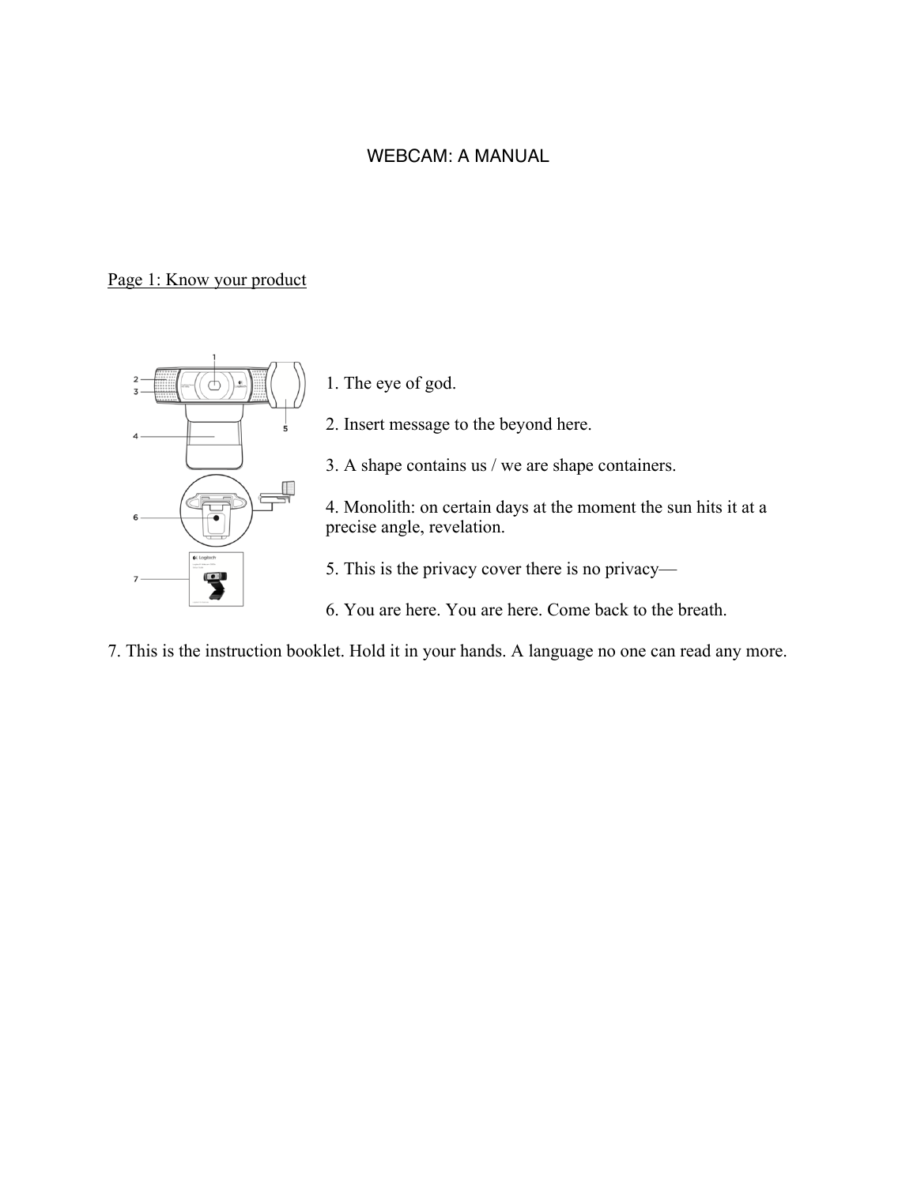# WEBCAM: A MANUAL

## Page 1: Know your product

1. The eye of god.

2. Insert message to the beyond here.

3. A shape contains us / we are shape containers.

4. Monolith: on certain days at the moment the sun hits it at a precise angle, revelation.

5. This is the privacy cover there is no privacy—

6. You are here. You are here. Come back to the breath.

7. This is the instruction booklet. Hold it in your hands. A language no one can read any more.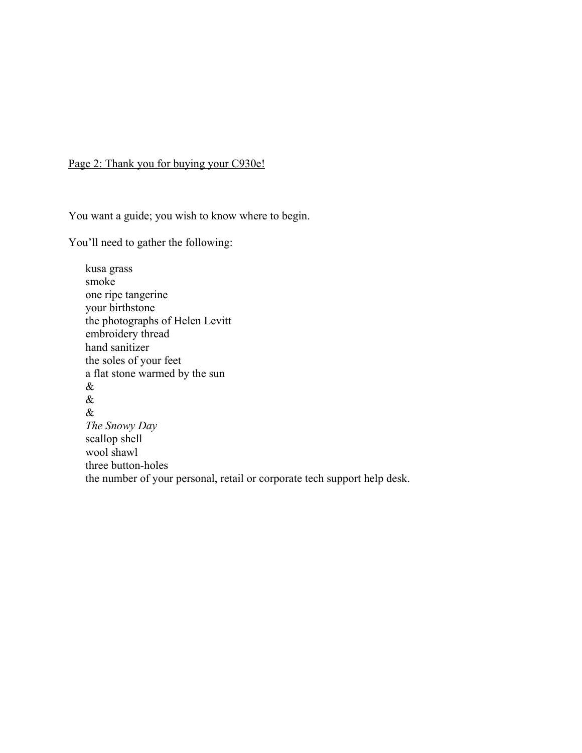<u>Page 2: Thank you for buying your C930e!</u>

You want a guide; you wish to know where to begin.

You'll need to gather the following:

> kusa grass
> smoke
> one ripe tangerine
> your birthstone
> the photographs of Helen Levitt
> embroidery thread
> hand sanitizer
> the soles of your feet
> a flat stone warmed by the sun
> &
> &
> &
> *The Snowy Day*
> scallop shell
> wool shawl
> three button-holes
> the number of your personal, retail or corporate tech support help desk.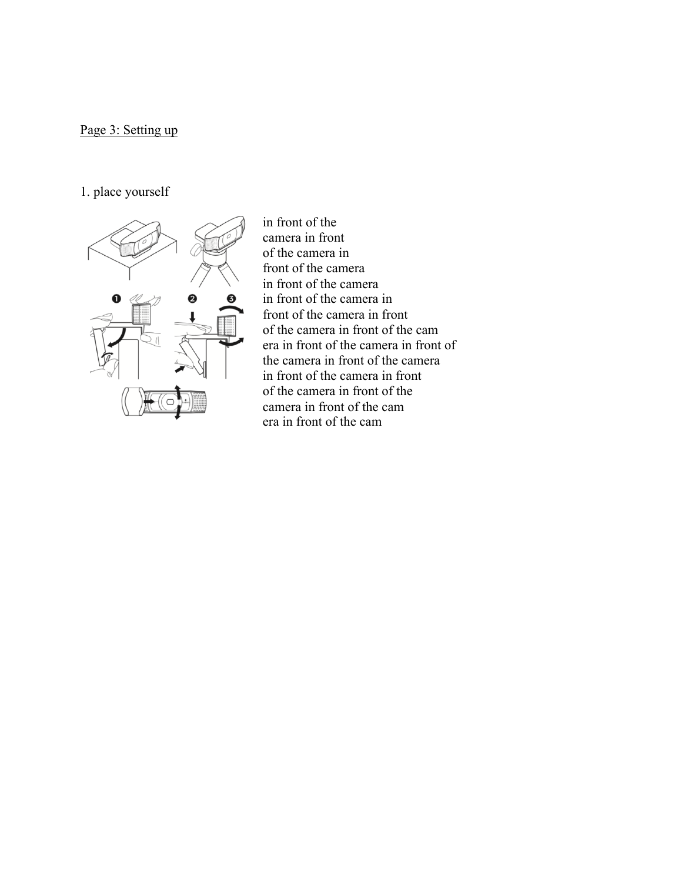Page 3: Setting up

1. place yourself

in front of the
camera in front
of the camera in
front of the camera
in front of the camera
in front of the camera in
front of the camera in front
of the camera in front of the cam
era in front of the camera in front of
the camera in front of the camera
in front of the camera in front
of the camera in front of the
camera in front of the cam
era in front of the cam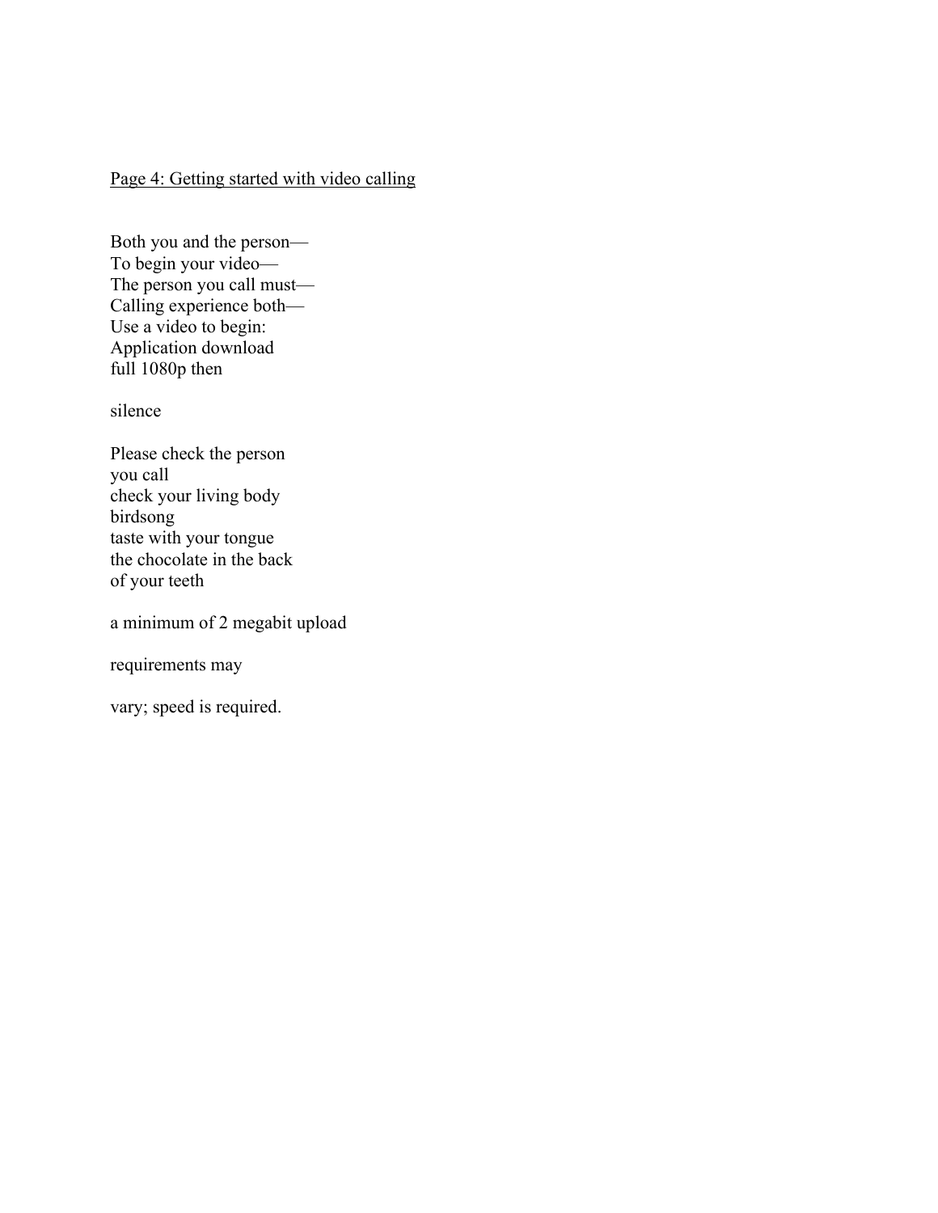Page 4: Getting started with video calling

Both you and the person—  
To begin your video—  
The person you call must—  
Calling experience both—  
Use a video to begin:  
Application download  
full 1080p then

silence

Please check the person  
you call  
check your living body  
birdsong  
taste with your tongue  
the chocolate in the back  
of your teeth

a minimum of 2 megabit upload

requirements may

vary; speed is required.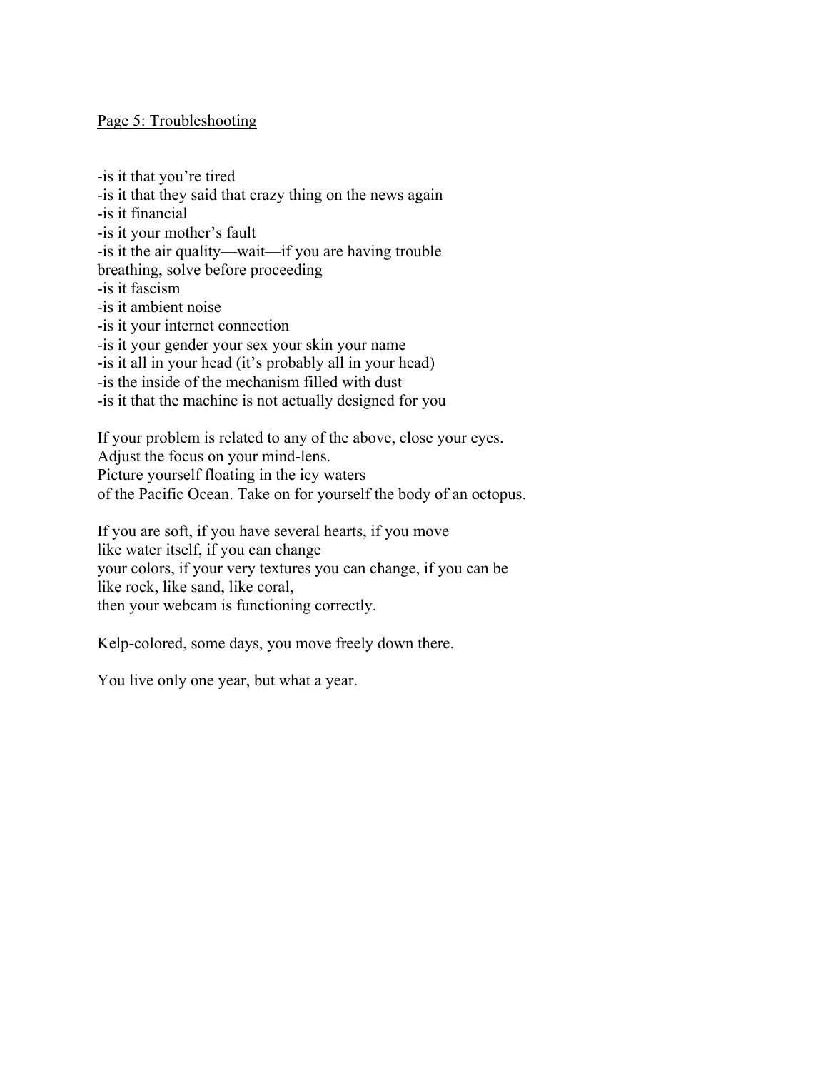Page 5: Troubleshooting

-is it that you're tired  
-is it that they said that crazy thing on the news again  
-is it financial  
-is it your mother's fault  
-is it the air quality—wait—if you are having trouble  
breathing, solve before proceeding  
-is it fascism  
-is it ambient noise  
-is it your internet connection  
-is it your gender your sex your skin your name  
-is it all in your head (it's probably all in your head)  
-is the inside of the mechanism filled with dust  
-is it that the machine is not actually designed for you

If your problem is related to any of the above, close your eyes.  
Adjust the focus on your mind-lens.  
Picture yourself floating in the icy waters  
of the Pacific Ocean. Take on for yourself the body of an octopus.

If you are soft, if you have several hearts, if you move  
like water itself, if you can change  
your colors, if your very textures you can change, if you can be  
like rock, like sand, like coral,  
then your webcam is functioning correctly.

Kelp-colored, some days, you move freely down there.

You live only one year, but what a year.